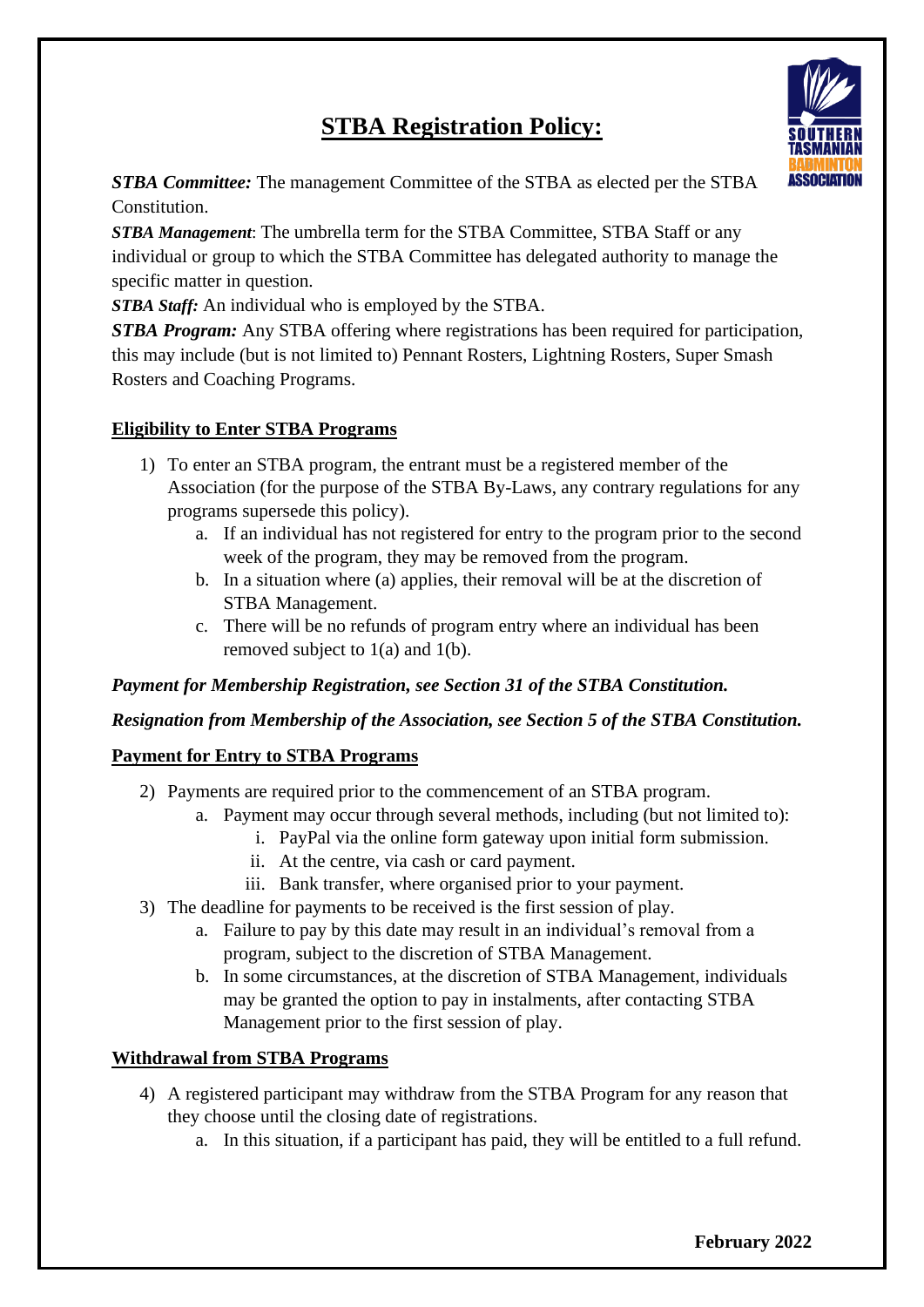# STBA Registration Policy:

***STBA Committee:*** The management Committee of the STBA as elected per the STBA Constitution.

***STBA Management***: The umbrella term for the STBA Committee, STBA Staff or any individual or group to which the STBA Committee has delegated authority to manage the specific matter in question.

***STBA Staff:*** An individual who is employed by the STBA.

***STBA Program:*** Any STBA offering where registrations has been required for participation, this may include (but is not limited to) Pennant Rosters, Lightning Rosters, Super Smash Rosters and Coaching Programs.

## Eligibility to Enter STBA Programs

1) To enter an STBA program, the entrant must be a registered member of the Association (for the purpose of the STBA By-Laws, any contrary regulations for any programs supersede this policy).
    a. If an individual has not registered for entry to the program prior to the second week of the program, they may be removed from the program.
    b. In a situation where (a) applies, their removal will be at the discretion of STBA Management.
    c. There will be no refunds of program entry where an individual has been removed subject to 1(a) and 1(b).

***Payment for Membership Registration, see Section 31 of the STBA Constitution.***

***Resignation from Membership of the Association, see Section 5 of the STBA Constitution.***

## Payment for Entry to STBA Programs

2) Payments are required prior to the commencement of an STBA program.
    a. Payment may occur through several methods, including (but not limited to):
        i. PayPal via the online form gateway upon initial form submission.
        ii. At the centre, via cash or card payment.
        iii. Bank transfer, where organised prior to your payment.
3) The deadline for payments to be received is the first session of play.
    a. Failure to pay by this date may result in an individual's removal from a program, subject to the discretion of STBA Management.
    b. In some circumstances, at the discretion of STBA Management, individuals may be granted the option to pay in instalments, after contacting STBA Management prior to the first session of play.

## Withdrawal from STBA Programs

4) A registered participant may withdraw from the STBA Program for any reason that they choose until the closing date of registrations.
    a. In this situation, if a participant has paid, they will be entitled to a full refund.

**February 2022**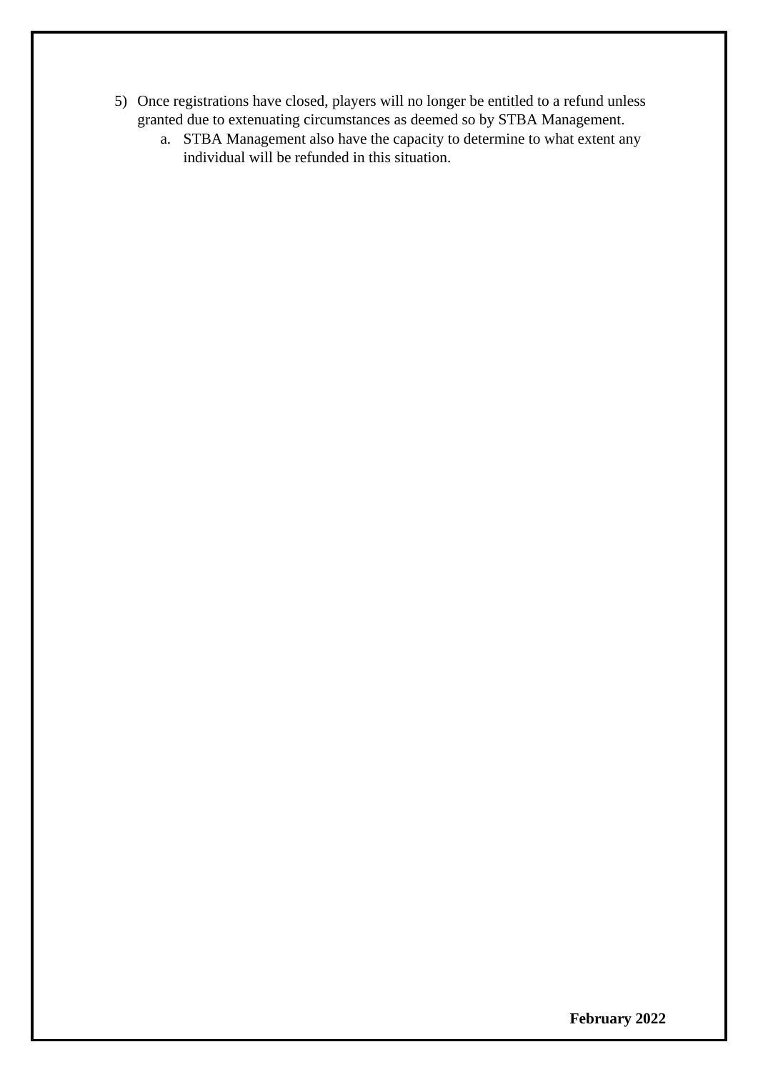5) Once registrations have closed, players will no longer be entitled to a refund unless granted due to extenuating circumstances as deemed so by STBA Management.
    a. STBA Management also have the capacity to determine to what extent any individual will be refunded in this situation.

**February 2022**